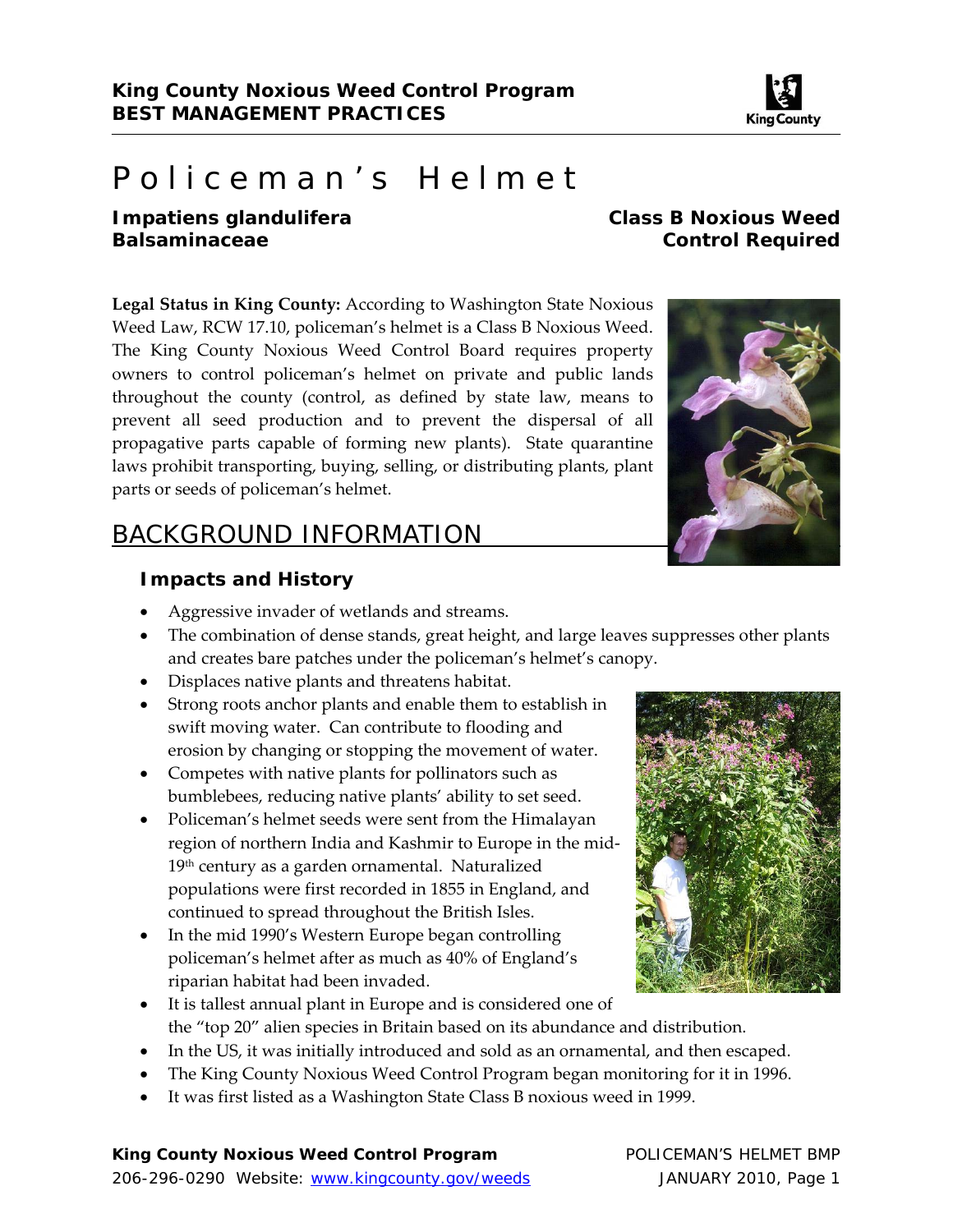King County Noxious Weed Control Program
**BEST MANAGEMENT PRACTICES**

# Policeman's Helmet

**Impatiens glandulifera**
**Balsaminaceae**

**Class B Noxious Weed**
**Control Required**

**Legal Status in King County:** According to Washington State Noxious Weed Law, RCW 17.10, policeman's helmet is a Class B Noxious Weed. The King County Noxious Weed Control Board requires property owners to control policeman's helmet on private and public lands throughout the county (control, as defined by state law, means to prevent all seed production and to prevent the dispersal of all propagative parts capable of forming new plants). State quarantine laws prohibit transporting, buying, selling, or distributing plants, plant parts or seeds of policeman's helmet.

## BACKGROUND INFORMATION

### Impacts and History

- Aggressive invader of wetlands and streams.
- The combination of dense stands, great height, and large leaves suppresses other plants and creates bare patches under the policeman's helmet's canopy.
- Displaces native plants and threatens habitat.
- Strong roots anchor plants and enable them to establish in swift moving water. Can contribute to flooding and erosion by changing or stopping the movement of water.
- Competes with native plants for pollinators such as bumblebees, reducing native plants' ability to set seed.
- Policeman's helmet seeds were sent from the Himalayan region of northern India and Kashmir to Europe in the mid-19th century as a garden ornamental. Naturalized populations were first recorded in 1855 in England, and continued to spread throughout the British Isles.
- In the mid 1990's Western Europe began controlling policeman's helmet after as much as 40% of England's riparian habitat had been invaded.
- It is tallest annual plant in Europe and is considered one of the "top 20" alien species in Britain based on its abundance and distribution.
- In the US, it was initially introduced and sold as an ornamental, and then escaped.
- The King County Noxious Weed Control Program began monitoring for it in 1996.
- It was first listed as a Washington State Class B noxious weed in 1999.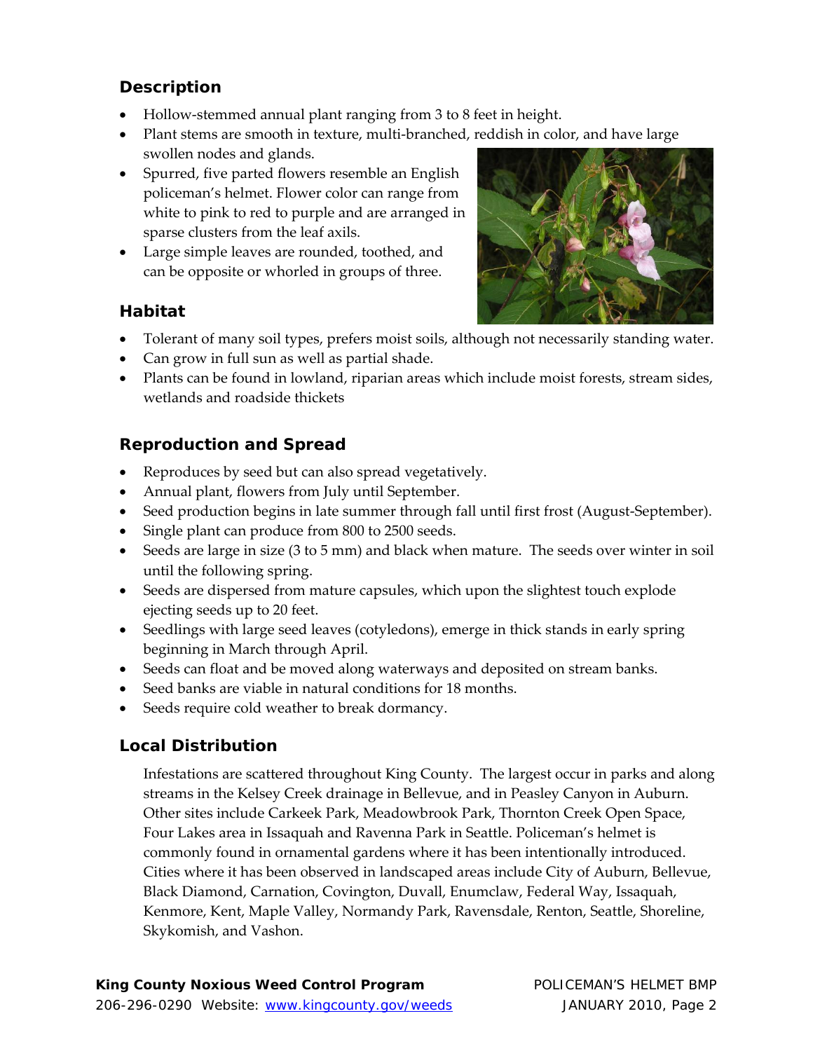## Description

- Hollow-stemmed annual plant ranging from 3 to 8 feet in height.
- Plant stems are smooth in texture, multi-branched, reddish in color, and have large swollen nodes and glands.
- Spurred, five parted flowers resemble an English policeman's helmet. Flower color can range from white to pink to red to purple and are arranged in sparse clusters from the leaf axils.
- Large simple leaves are rounded, toothed, and can be opposite or whorled in groups of three.

## Habitat

- Tolerant of many soil types, prefers moist soils, although not necessarily standing water.
- Can grow in full sun as well as partial shade.
- Plants can be found in lowland, riparian areas which include moist forests, stream sides, wetlands and roadside thickets

## Reproduction and Spread

- Reproduces by seed but can also spread vegetatively.
- Annual plant, flowers from July until September.
- Seed production begins in late summer through fall until first frost (August-September).
- Single plant can produce from 800 to 2500 seeds.
- Seeds are large in size (3 to 5 mm) and black when mature. The seeds over winter in soil until the following spring.
- Seeds are dispersed from mature capsules, which upon the slightest touch explode ejecting seeds up to 20 feet.
- Seedlings with large seed leaves (cotyledons), emerge in thick stands in early spring beginning in March through April.
- Seeds can float and be moved along waterways and deposited on stream banks.
- Seed banks are viable in natural conditions for 18 months.
- Seeds require cold weather to break dormancy.

## Local Distribution

Infestations are scattered throughout King County. The largest occur in parks and along streams in the Kelsey Creek drainage in Bellevue, and in Peasley Canyon in Auburn. Other sites include Carkeek Park, Meadowbrook Park, Thornton Creek Open Space, Four Lakes area in Issaquah and Ravenna Park in Seattle. Policeman's helmet is commonly found in ornamental gardens where it has been intentionally introduced. Cities where it has been observed in landscaped areas include City of Auburn, Bellevue, Black Diamond, Carnation, Covington, Duvall, Enumclaw, Federal Way, Issaquah, Kenmore, Kent, Maple Valley, Normandy Park, Ravensdale, Renton, Seattle, Shoreline, Skykomish, and Vashon.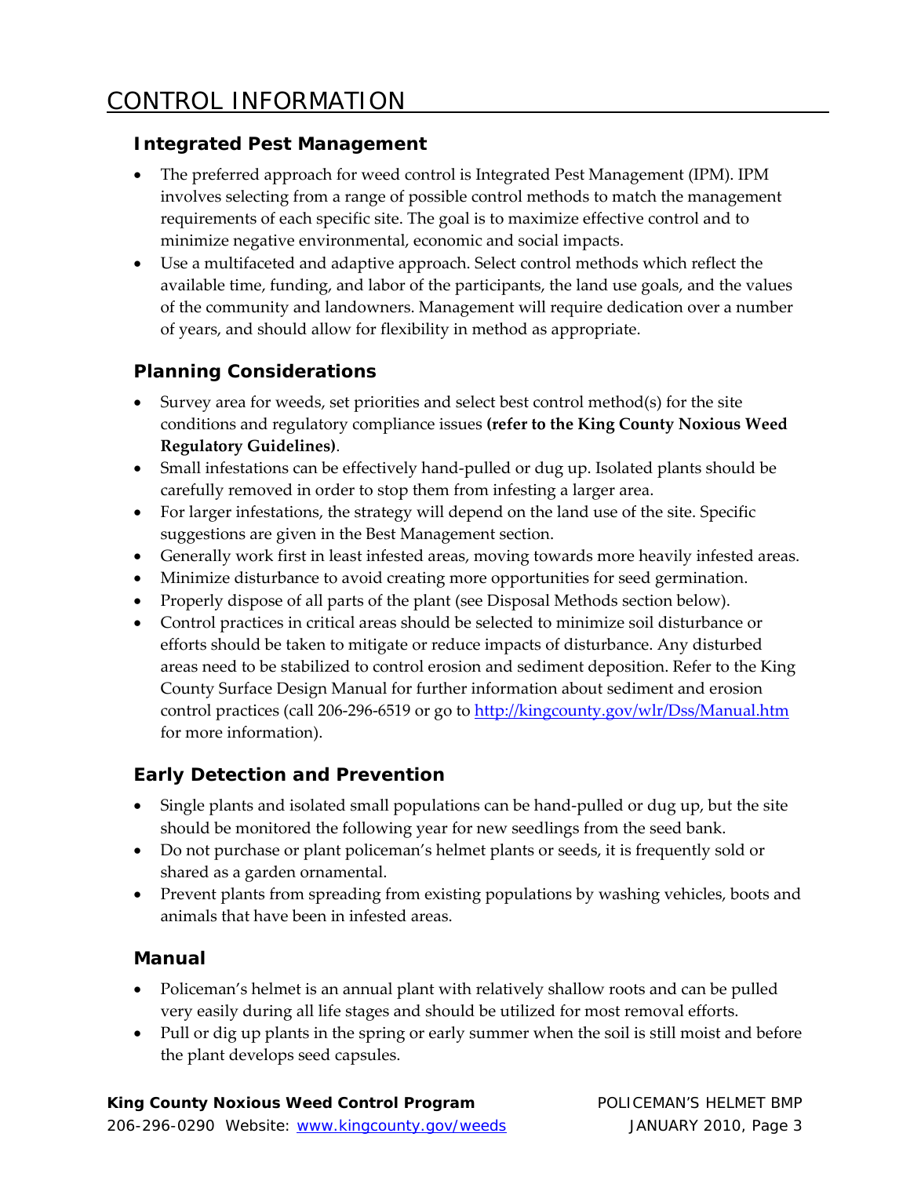# CONTROL INFORMATION

## Integrated Pest Management

- The preferred approach for weed control is Integrated Pest Management (IPM). IPM involves selecting from a range of possible control methods to match the management requirements of each specific site. The goal is to maximize effective control and to minimize negative environmental, economic and social impacts.
- Use a multifaceted and adaptive approach. Select control methods which reflect the available time, funding, and labor of the participants, the land use goals, and the values of the community and landowners. Management will require dedication over a number of years, and should allow for flexibility in method as appropriate.

## Planning Considerations

- Survey area for weeds, set priorities and select best control method(s) for the site conditions and regulatory compliance issues **(refer to the King County Noxious Weed Regulatory Guidelines)**.
- Small infestations can be effectively hand-pulled or dug up. Isolated plants should be carefully removed in order to stop them from infesting a larger area.
- For larger infestations, the strategy will depend on the land use of the site. Specific suggestions are given in the Best Management section.
- Generally work first in least infested areas, moving towards more heavily infested areas.
- Minimize disturbance to avoid creating more opportunities for seed germination.
- Properly dispose of all parts of the plant (see Disposal Methods section below).
- Control practices in critical areas should be selected to minimize soil disturbance or efforts should be taken to mitigate or reduce impacts of disturbance. Any disturbed areas need to be stabilized to control erosion and sediment deposition. Refer to the King County Surface Design Manual for further information about sediment and erosion control practices (call 206-296-6519 or go to [http://kingcounty.gov/wlr/Dss/Manual.htm](http://kingcounty.gov/wlr/Dss/Manual.htm) for more information).

## Early Detection and Prevention

- Single plants and isolated small populations can be hand-pulled or dug up, but the site should be monitored the following year for new seedlings from the seed bank.
- Do not purchase or plant policeman's helmet plants or seeds, it is frequently sold or shared as a garden ornamental.
- Prevent plants from spreading from existing populations by washing vehicles, boots and animals that have been in infested areas.

## Manual

- Policeman's helmet is an annual plant with relatively shallow roots and can be pulled very easily during all life stages and should be utilized for most removal efforts.
- Pull or dig up plants in the spring or early summer when the soil is still moist and before the plant develops seed capsules.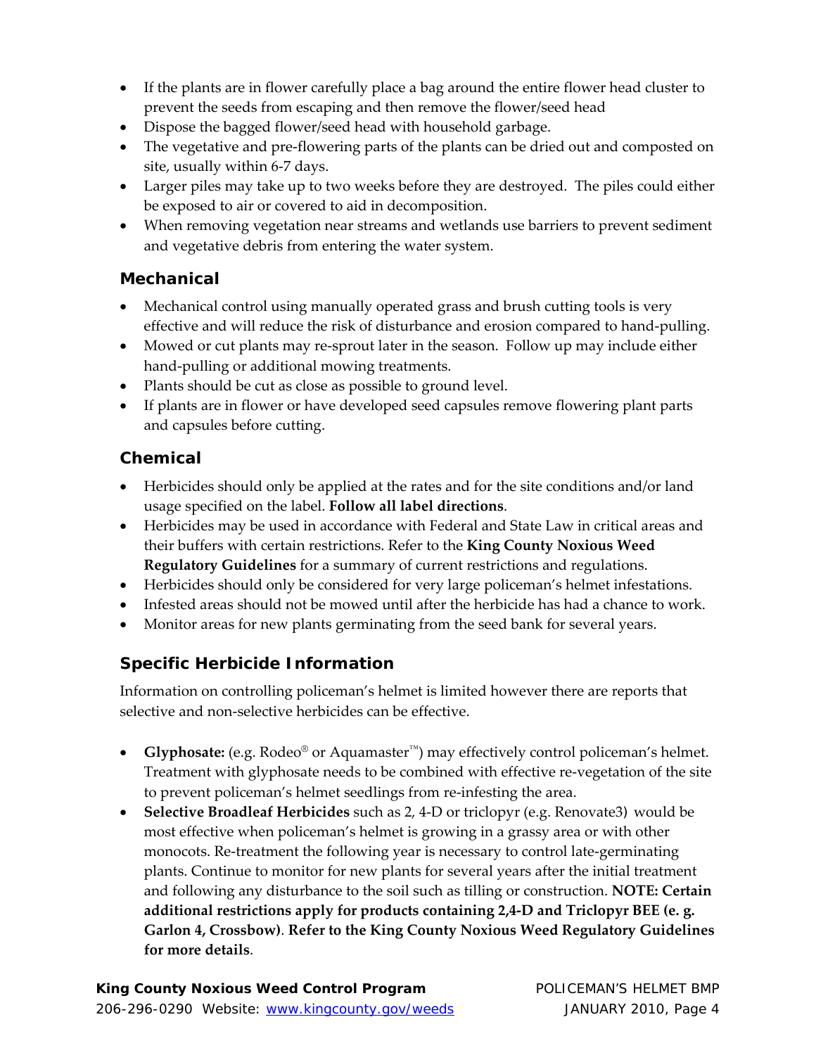- If the plants are in flower carefully place a bag around the entire flower head cluster to prevent the seeds from escaping and then remove the flower/seed head
- Dispose the bagged flower/seed head with household garbage.
- The vegetative and pre-flowering parts of the plants can be dried out and composted on site, usually within 6-7 days.
- Larger piles may take up to two weeks before they are destroyed. The piles could either be exposed to air or covered to aid in decomposition.
- When removing vegetation near streams and wetlands use barriers to prevent sediment and vegetative debris from entering the water system.

## Mechanical

- Mechanical control using manually operated grass and brush cutting tools is very effective and will reduce the risk of disturbance and erosion compared to hand-pulling.
- Mowed or cut plants may re-sprout later in the season. Follow up may include either hand-pulling or additional mowing treatments.
- Plants should be cut as close as possible to ground level.
- If plants are in flower or have developed seed capsules remove flowering plant parts and capsules before cutting.

## Chemical

- Herbicides should only be applied at the rates and for the site conditions and/or land usage specified on the label. **Follow all label directions**.
- Herbicides may be used in accordance with Federal and State Law in critical areas and their buffers with certain restrictions. Refer to the **King County Noxious Weed Regulatory Guidelines** for a summary of current restrictions and regulations.
- Herbicides should only be considered for very large policeman's helmet infestations.
- Infested areas should not be mowed until after the herbicide has had a chance to work.
- Monitor areas for new plants germinating from the seed bank for several years.

## Specific Herbicide Information

Information on controlling policeman's helmet is limited however there are reports that selective and non-selective herbicides can be effective.

- **Glyphosate:** (e.g. Rodeo® or Aquamaster™) may effectively control policeman's helmet. Treatment with glyphosate needs to be combined with effective re-vegetation of the site to prevent policeman's helmet seedlings from re-infesting the area.
- **Selective Broadleaf Herbicides** such as 2, 4-D or triclopyr (e.g. Renovate3) would be most effective when policeman's helmet is growing in a grassy area or with other monocots. Re-treatment the following year is necessary to control late-germinating plants. Continue to monitor for new plants for several years after the initial treatment and following any disturbance to the soil such as tilling or construction. **NOTE: Certain additional restrictions apply for products containing 2,4-D and Triclopyr BEE (e. g. Garlon 4, Crossbow)**. **Refer to the King County Noxious Weed Regulatory Guidelines for more details**.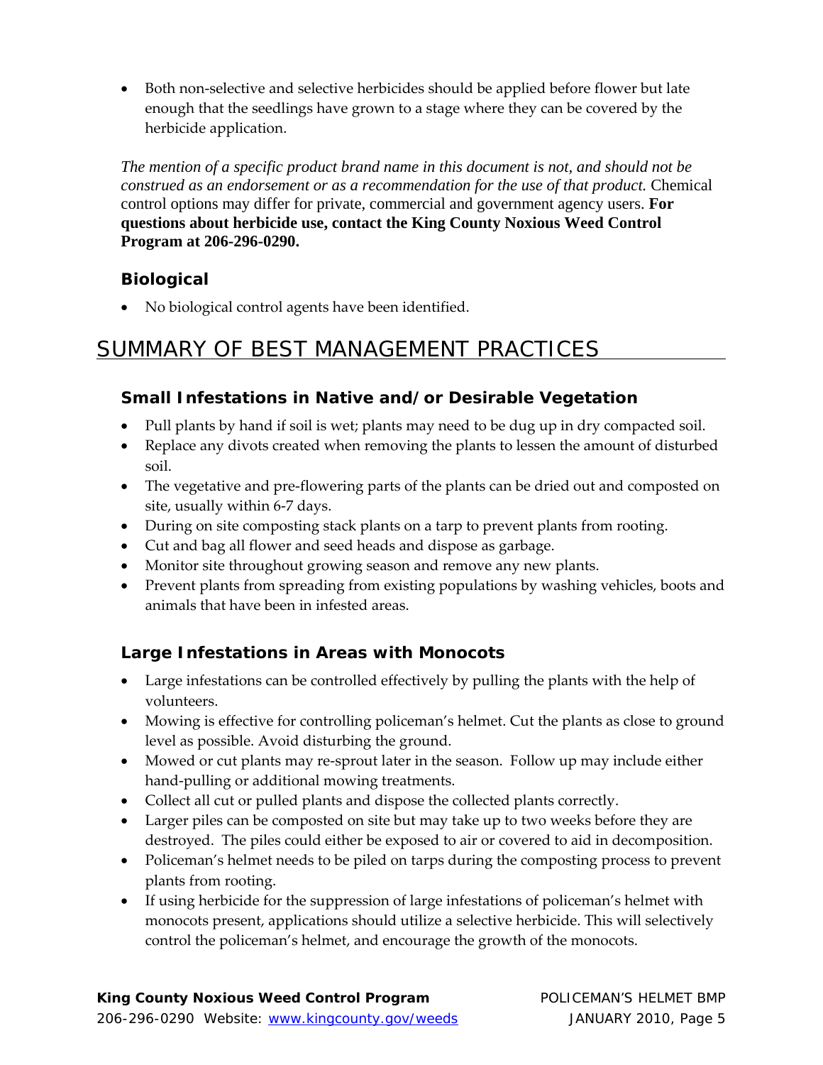- Both non-selective and selective herbicides should be applied before flower but late enough that the seedlings have grown to a stage where they can be covered by the herbicide application.

*The mention of a specific product brand name in this document is not, and should not be construed as an endorsement or as a recommendation for the use of that product.* Chemical control options may differ for private, commercial and government agency users. **For questions about herbicide use, contact the King County Noxious Weed Control Program at 206-296-0290.**

### Biological

- No biological control agents have been identified.

## SUMMARY OF BEST MANAGEMENT PRACTICES

### Small Infestations in Native and/or Desirable Vegetation

- Pull plants by hand if soil is wet; plants may need to be dug up in dry compacted soil.
- Replace any divots created when removing the plants to lessen the amount of disturbed soil.
- The vegetative and pre-flowering parts of the plants can be dried out and composted on site, usually within 6-7 days.
- During on site composting stack plants on a tarp to prevent plants from rooting.
- Cut and bag all flower and seed heads and dispose as garbage.
- Monitor site throughout growing season and remove any new plants.
- Prevent plants from spreading from existing populations by washing vehicles, boots and animals that have been in infested areas.

### Large Infestations in Areas with Monocots

- Large infestations can be controlled effectively by pulling the plants with the help of volunteers.
- Mowing is effective for controlling policeman's helmet. Cut the plants as close to ground level as possible. Avoid disturbing the ground.
- Mowed or cut plants may re-sprout later in the season. Follow up may include either hand-pulling or additional mowing treatments.
- Collect all cut or pulled plants and dispose the collected plants correctly.
- Larger piles can be composted on site but may take up to two weeks before they are destroyed. The piles could either be exposed to air or covered to aid in decomposition.
- Policeman's helmet needs to be piled on tarps during the composting process to prevent plants from rooting.
- If using herbicide for the suppression of large infestations of policeman's helmet with monocots present, applications should utilize a selective herbicide. This will selectively control the policeman's helmet, and encourage the growth of the monocots.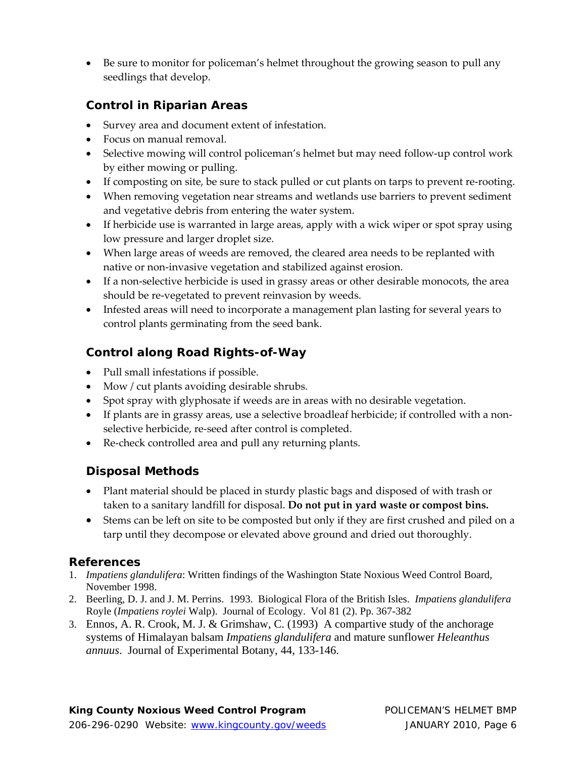- Be sure to monitor for policeman's helmet throughout the growing season to pull any seedlings that develop.

### Control in Riparian Areas

- Survey area and document extent of infestation.
- Focus on manual removal.
- Selective mowing will control policeman's helmet but may need follow-up control work by either mowing or pulling.
- If composting on site, be sure to stack pulled or cut plants on tarps to prevent re-rooting.
- When removing vegetation near streams and wetlands use barriers to prevent sediment and vegetative debris from entering the water system.
- If herbicide use is warranted in large areas, apply with a wick wiper or spot spray using low pressure and larger droplet size.
- When large areas of weeds are removed, the cleared area needs to be replanted with native or non-invasive vegetation and stabilized against erosion.
- If a non-selective herbicide is used in grassy areas or other desirable monocots, the area should be re-vegetated to prevent reinvasion by weeds.
- Infested areas will need to incorporate a management plan lasting for several years to control plants germinating from the seed bank.

### Control along Road Rights-of-Way

- Pull small infestations if possible.
- Mow / cut plants avoiding desirable shrubs.
- Spot spray with glyphosate if weeds are in areas with no desirable vegetation.
- If plants are in grassy areas, use a selective broadleaf herbicide; if controlled with a non-selective herbicide, re-seed after control is completed.
- Re-check controlled area and pull any returning plants.

### Disposal Methods

- Plant material should be placed in sturdy plastic bags and disposed of with trash or taken to a sanitary landfill for disposal. **Do not put in yard waste or compost bins.**
- Stems can be left on site to be composted but only if they are first crushed and piled on a tarp until they decompose or elevated above ground and dried out thoroughly.

## References

1. *Impatiens glandulifera*: Written findings of the Washington State Noxious Weed Control Board, November 1998.
2. Beerling, D. J. and J. M. Perrins. 1993. Biological Flora of the British Isles. *Impatiens glandulifera* Royle (*Impatiens roylei* Walp). Journal of Ecology. Vol 81 (2). Pp. 367-382
3. Ennos, A. R. Crook, M. J. & Grimshaw, C. (1993) A compartive study of the anchorage systems of Himalayan balsam *Impatiens glandulifera* and mature sunflower *Heleanthus annuus*. Journal of Experimental Botany, 44, 133-146.